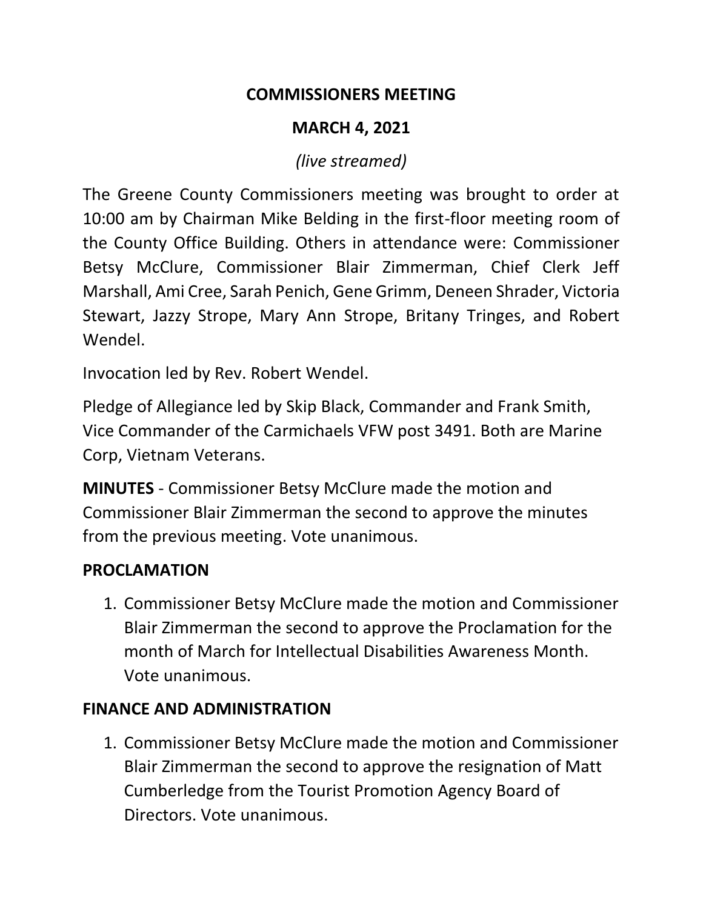# COMMISSIONERS MEETING

## MARCH 4, 2021

*(live streamed)*

The Greene County Commissioners meeting was brought to order at 10:00 am by Chairman Mike Belding in the first-floor meeting room of the County Office Building. Others in attendance were: Commissioner Betsy McClure, Commissioner Blair Zimmerman, Chief Clerk Jeff Marshall, Ami Cree, Sarah Penich, Gene Grimm, Deneen Shrader, Victoria Stewart, Jazzy Strope, Mary Ann Strope, Britany Tringes, and Robert Wendel.

Invocation led by Rev. Robert Wendel.

Pledge of Allegiance led by Skip Black, Commander and Frank Smith, Vice Commander of the Carmichaels VFW post 3491. Both are Marine Corp, Vietnam Veterans.

**MINUTES** - Commissioner Betsy McClure made the motion and Commissioner Blair Zimmerman the second to approve the minutes from the previous meeting. Vote unanimous.

## PROCLAMATION

1. Commissioner Betsy McClure made the motion and Commissioner Blair Zimmerman the second to approve the Proclamation for the month of March for Intellectual Disabilities Awareness Month. Vote unanimous.

## FINANCE AND ADMINISTRATION

1. Commissioner Betsy McClure made the motion and Commissioner Blair Zimmerman the second to approve the resignation of Matt Cumberledge from the Tourist Promotion Agency Board of Directors. Vote unanimous.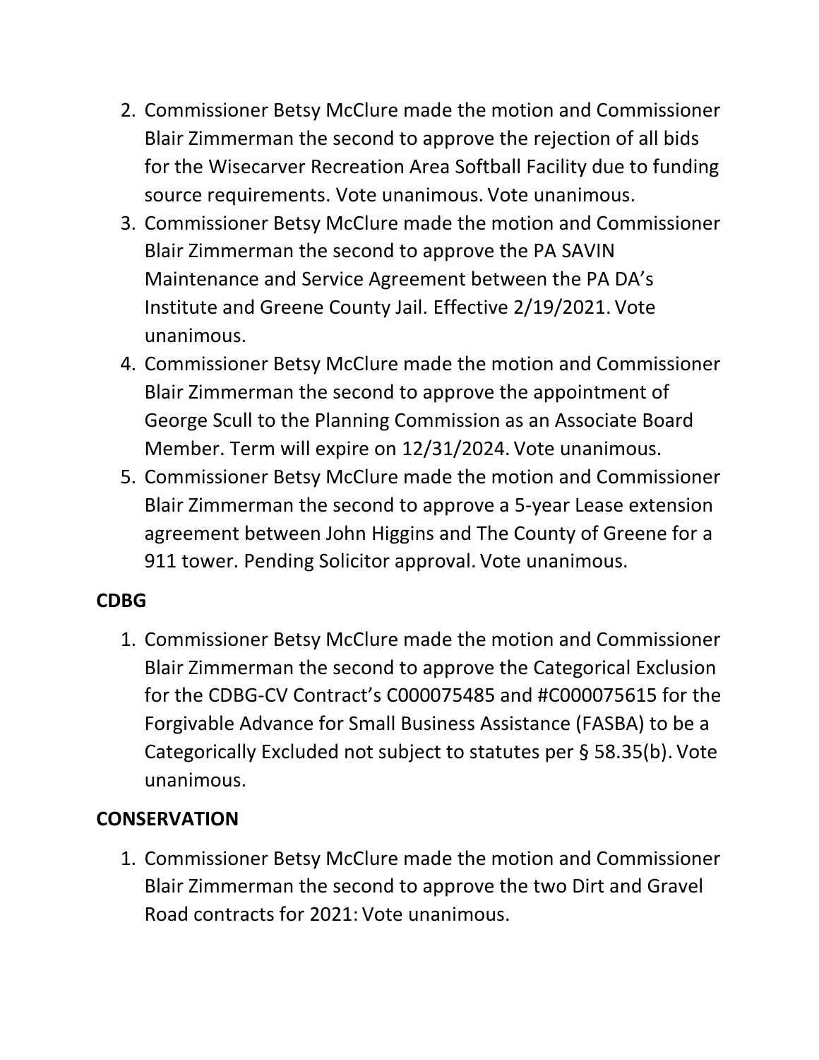2. Commissioner Betsy McClure made the motion and Commissioner Blair Zimmerman the second to approve the rejection of all bids for the Wisecarver Recreation Area Softball Facility due to funding source requirements. Vote unanimous. Vote unanimous.
3. Commissioner Betsy McClure made the motion and Commissioner Blair Zimmerman the second to approve the PA SAVIN Maintenance and Service Agreement between the PA DA's Institute and Greene County Jail. Effective 2/19/2021. Vote unanimous.
4. Commissioner Betsy McClure made the motion and Commissioner Blair Zimmerman the second to approve the appointment of George Scull to the Planning Commission as an Associate Board Member. Term will expire on 12/31/2024. Vote unanimous.
5. Commissioner Betsy McClure made the motion and Commissioner Blair Zimmerman the second to approve a 5-year Lease extension agreement between John Higgins and The County of Greene for a 911 tower. Pending Solicitor approval. Vote unanimous.

**CDBG**

1. Commissioner Betsy McClure made the motion and Commissioner Blair Zimmerman the second to approve the Categorical Exclusion for the CDBG-CV Contract's C000075485 and #C000075615 for the Forgivable Advance for Small Business Assistance (FASBA) to be a Categorically Excluded not subject to statutes per § 58.35(b). Vote unanimous.

**CONSERVATION**

1. Commissioner Betsy McClure made the motion and Commissioner Blair Zimmerman the second to approve the two Dirt and Gravel Road contracts for 2021: Vote unanimous.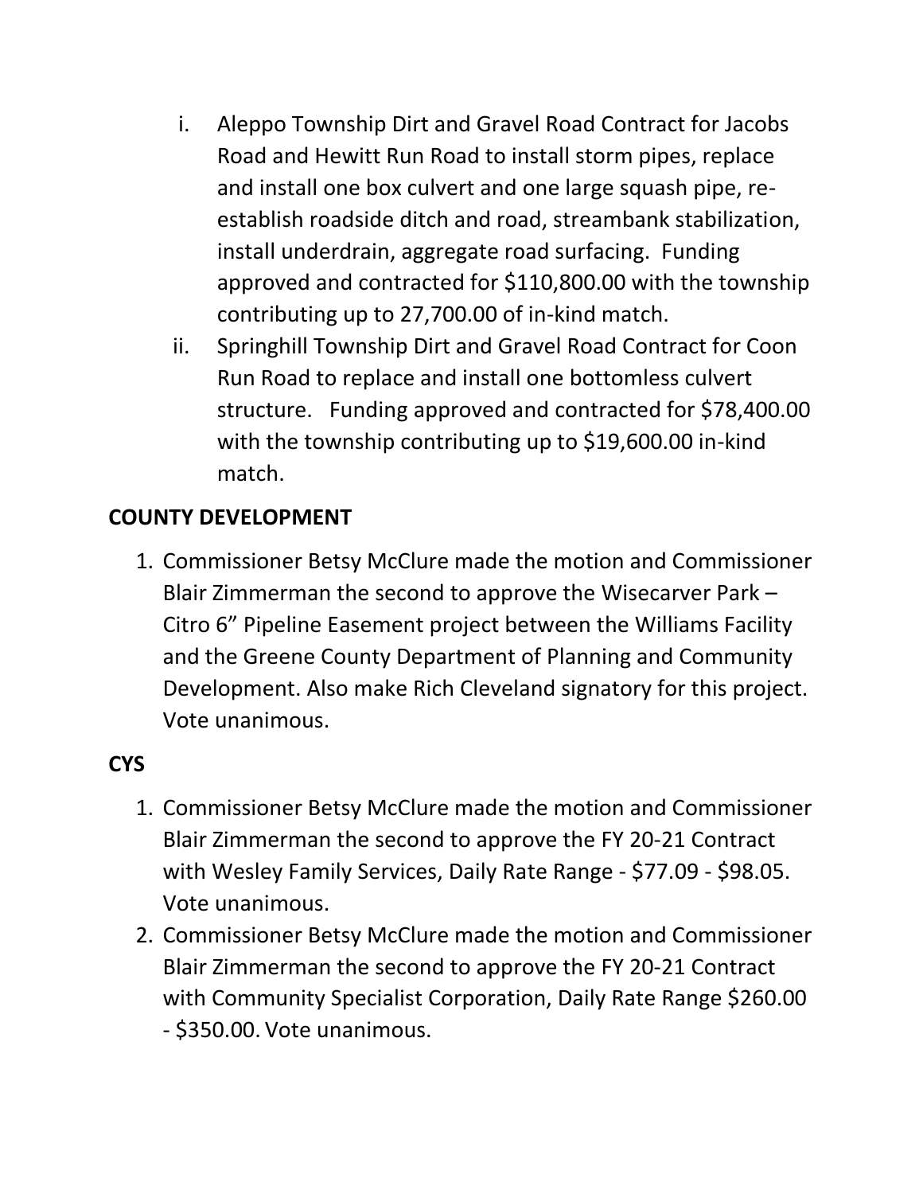i. Aleppo Township Dirt and Gravel Road Contract for Jacobs Road and Hewitt Run Road to install storm pipes, replace and install one box culvert and one large squash pipe, re-establish roadside ditch and road, streambank stabilization, install underdrain, aggregate road surfacing. Funding approved and contracted for $110,800.00 with the township contributing up to 27,700.00 of in-kind match.
  ii. Springhill Township Dirt and Gravel Road Contract for Coon Run Road to replace and install one bottomless culvert structure. Funding approved and contracted for $78,400.00 with the township contributing up to $19,600.00 in-kind match.

**COUNTY DEVELOPMENT**

1. Commissioner Betsy McClure made the motion and Commissioner Blair Zimmerman the second to approve the Wisecarver Park – Citro 6" Pipeline Easement project between the Williams Facility and the Greene County Department of Planning and Community Development. Also make Rich Cleveland signatory for this project. Vote unanimous.

**CYS**

1. Commissioner Betsy McClure made the motion and Commissioner Blair Zimmerman the second to approve the FY 20-21 Contract with Wesley Family Services, Daily Rate Range - $77.09 - $98.05. Vote unanimous.
2. Commissioner Betsy McClure made the motion and Commissioner Blair Zimmerman the second to approve the FY 20-21 Contract with Community Specialist Corporation, Daily Rate Range $260.00 - $350.00. Vote unanimous.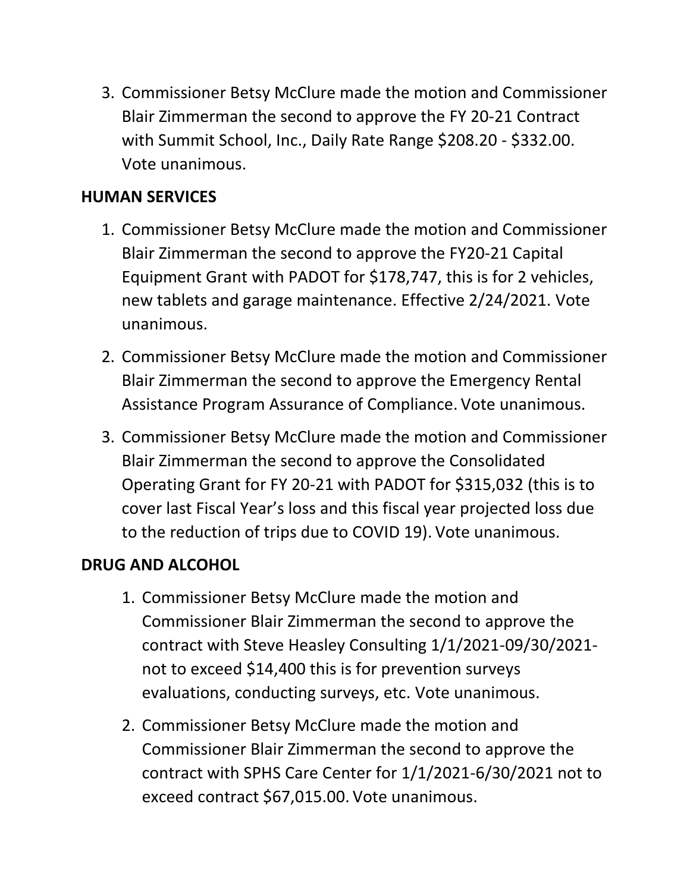3. Commissioner Betsy McClure made the motion and Commissioner Blair Zimmerman the second to approve the FY 20-21 Contract with Summit School, Inc., Daily Rate Range $208.20 - $332.00. Vote unanimous.

**HUMAN SERVICES**

1. Commissioner Betsy McClure made the motion and Commissioner Blair Zimmerman the second to approve the FY20-21 Capital Equipment Grant with PADOT for $178,747, this is for 2 vehicles, new tablets and garage maintenance. Effective 2/24/2021. Vote unanimous.
2. Commissioner Betsy McClure made the motion and Commissioner Blair Zimmerman the second to approve the Emergency Rental Assistance Program Assurance of Compliance. Vote unanimous.
3. Commissioner Betsy McClure made the motion and Commissioner Blair Zimmerman the second to approve the Consolidated Operating Grant for FY 20-21 with PADOT for $315,032 (this is to cover last Fiscal Year's loss and this fiscal year projected loss due to the reduction of trips due to COVID 19). Vote unanimous.

**DRUG AND ALCOHOL**

1. Commissioner Betsy McClure made the motion and Commissioner Blair Zimmerman the second to approve the contract with Steve Heasley Consulting 1/1/2021-09/30/2021- not to exceed $14,400 this is for prevention surveys evaluations, conducting surveys, etc. Vote unanimous.
2. Commissioner Betsy McClure made the motion and Commissioner Blair Zimmerman the second to approve the contract with SPHS Care Center for 1/1/2021-6/30/2021 not to exceed contract $67,015.00. Vote unanimous.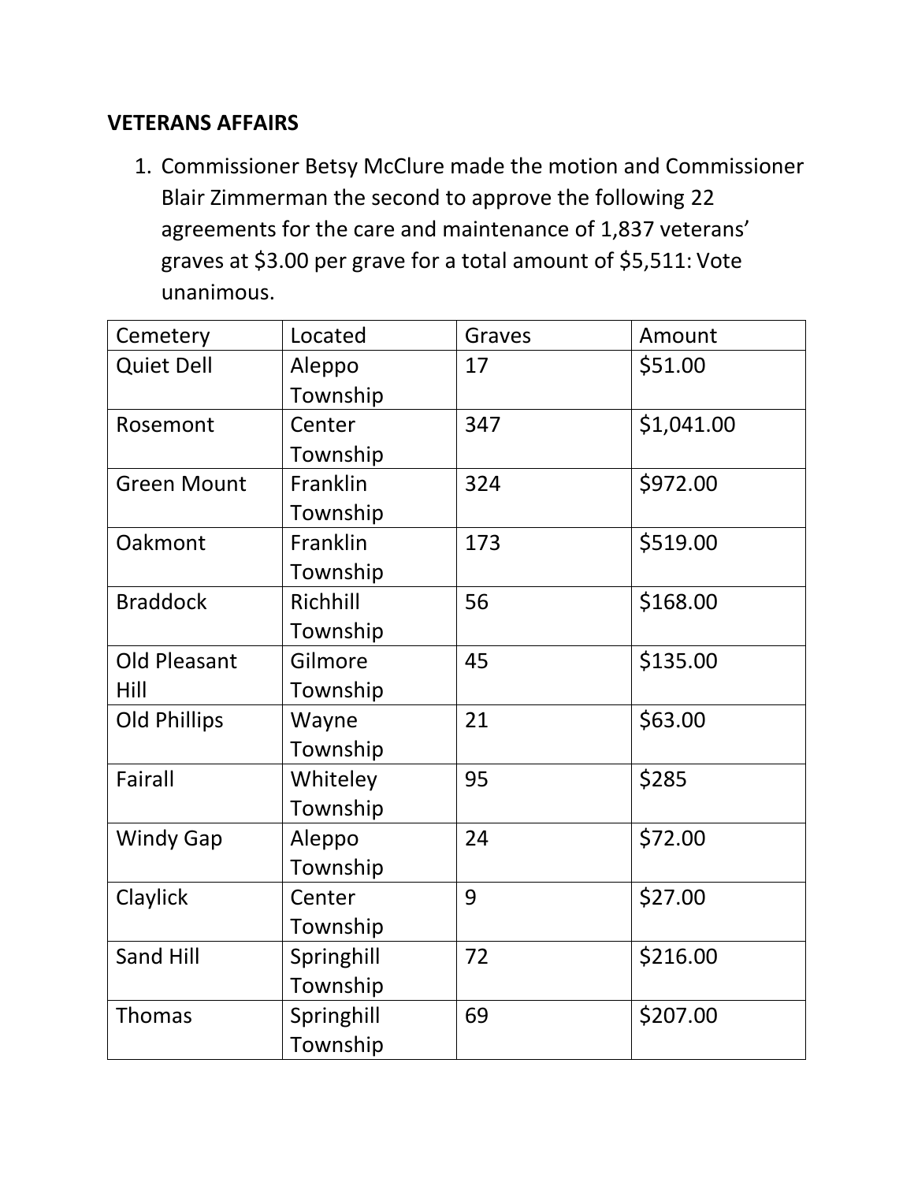**VETERANS AFFAIRS**

1. Commissioner Betsy McClure made the motion and Commissioner Blair Zimmerman the second to approve the following 22 agreements for the care and maintenance of 1,837 veterans' graves at $3.00 per grave for a total amount of $5,511: Vote unanimous.

| Cemetery | Located | Graves | Amount |
|---|---|---|---|
| Quiet Dell | Aleppo Township | 17 | $51.00 |
| Rosemont | Center Township | 347 | $1,041.00 |
| Green Mount | Franklin Township | 324 | $972.00 |
| Oakmont | Franklin Township | 173 | $519.00 |
| Braddock | Richhill Township | 56 | $168.00 |
| Old Pleasant Hill | Gilmore Township | 45 | $135.00 |
| Old Phillips | Wayne Township | 21 | $63.00 |
| Fairall | Whiteley Township | 95 | $285 |
| Windy Gap | Aleppo Township | 24 | $72.00 |
| Claylick | Center Township | 9 | $27.00 |
| Sand Hill | Springhill Township | 72 | $216.00 |
| Thomas | Springhill Township | 69 | $207.00 |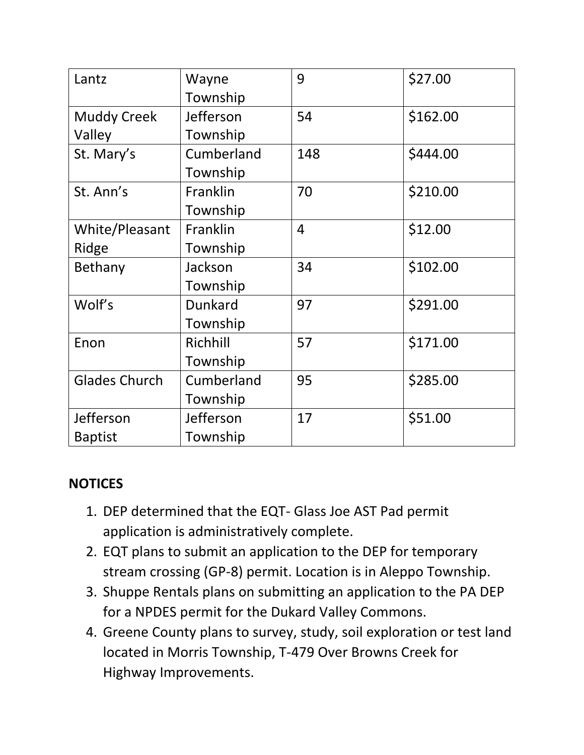| | | | |
|---|---|---|---|
| Lantz | Wayne Township | 9 | $27.00 |
| Muddy Creek Valley | Jefferson Township | 54 | $162.00 |
| St. Mary’s | Cumberland Township | 148 | $444.00 |
| St. Ann’s | Franklin Township | 70 | $210.00 |
| White/Pleasant Ridge | Franklin Township | 4 | $12.00 |
| Bethany | Jackson Township | 34 | $102.00 |
| Wolf’s | Dunkard Township | 97 | $291.00 |
| Enon | Richhill Township | 57 | $171.00 |
| Glades Church | Cumberland Township | 95 | $285.00 |
| Jefferson Baptist | Jefferson Township | 17 | $51.00 |

**NOTICES**

1. DEP determined that the EQT- Glass Joe AST Pad permit application is administratively complete.
2. EQT plans to submit an application to the DEP for temporary stream crossing (GP-8) permit. Location is in Aleppo Township.
3. Shuppe Rentals plans on submitting an application to the PA DEP for a NPDES permit for the Dukard Valley Commons.
4. Greene County plans to survey, study, soil exploration or test land located in Morris Township, T-479 Over Browns Creek for Highway Improvements.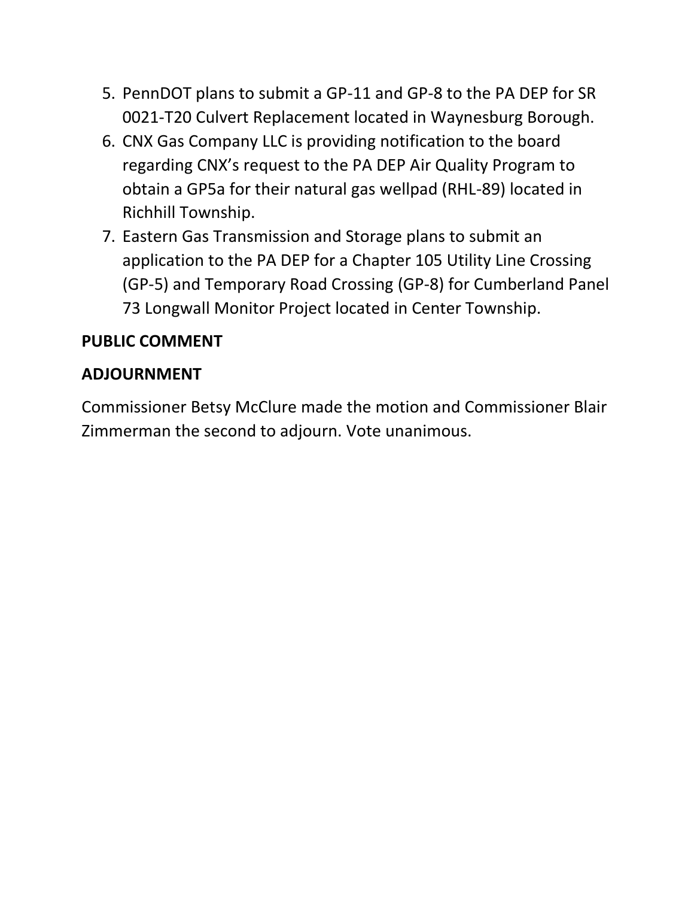5. PennDOT plans to submit a GP-11 and GP-8 to the PA DEP for SR 0021-T20 Culvert Replacement located in Waynesburg Borough.
6. CNX Gas Company LLC is providing notification to the board regarding CNX's request to the PA DEP Air Quality Program to obtain a GP5a for their natural gas wellpad (RHL-89) located in Richhill Township.
7. Eastern Gas Transmission and Storage plans to submit an application to the PA DEP for a Chapter 105 Utility Line Crossing (GP-5) and Temporary Road Crossing (GP-8) for Cumberland Panel 73 Longwall Monitor Project located in Center Township.

**PUBLIC COMMENT**

**ADJOURNMENT**

Commissioner Betsy McClure made the motion and Commissioner Blair Zimmerman the second to adjourn. Vote unanimous.